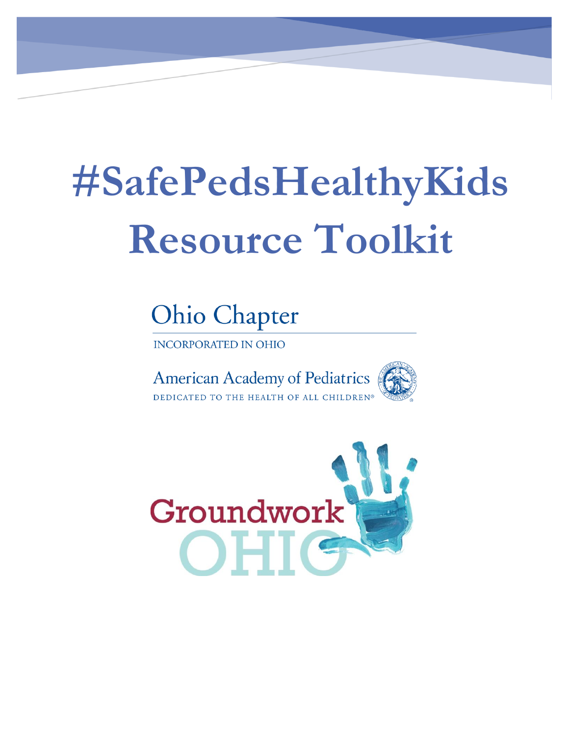# #SafePedsHealthyKids Resource Toolkit

Ohio Chapter

INCORPORATED IN OHIO

American Academy of Pediatrics

DEDICATED TO THE HEALTH OF ALL CHILDREN®

Groundwork OHIO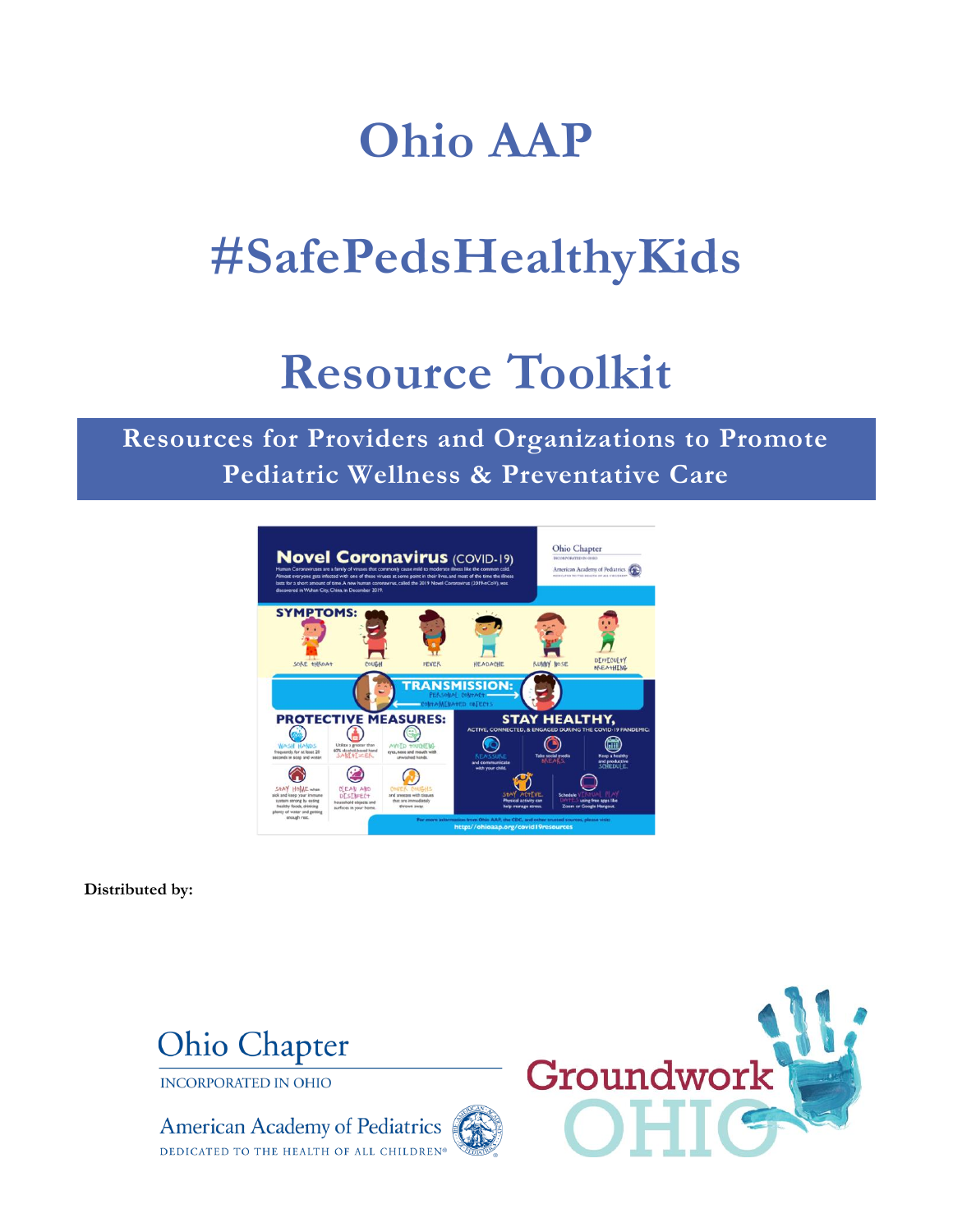# Ohio AAP

# #SafePedsHealthyKids

# Resource Toolkit

**Resources for Providers and Organizations to Promote Pediatric Wellness & Preventative Care**

**Distributed by:**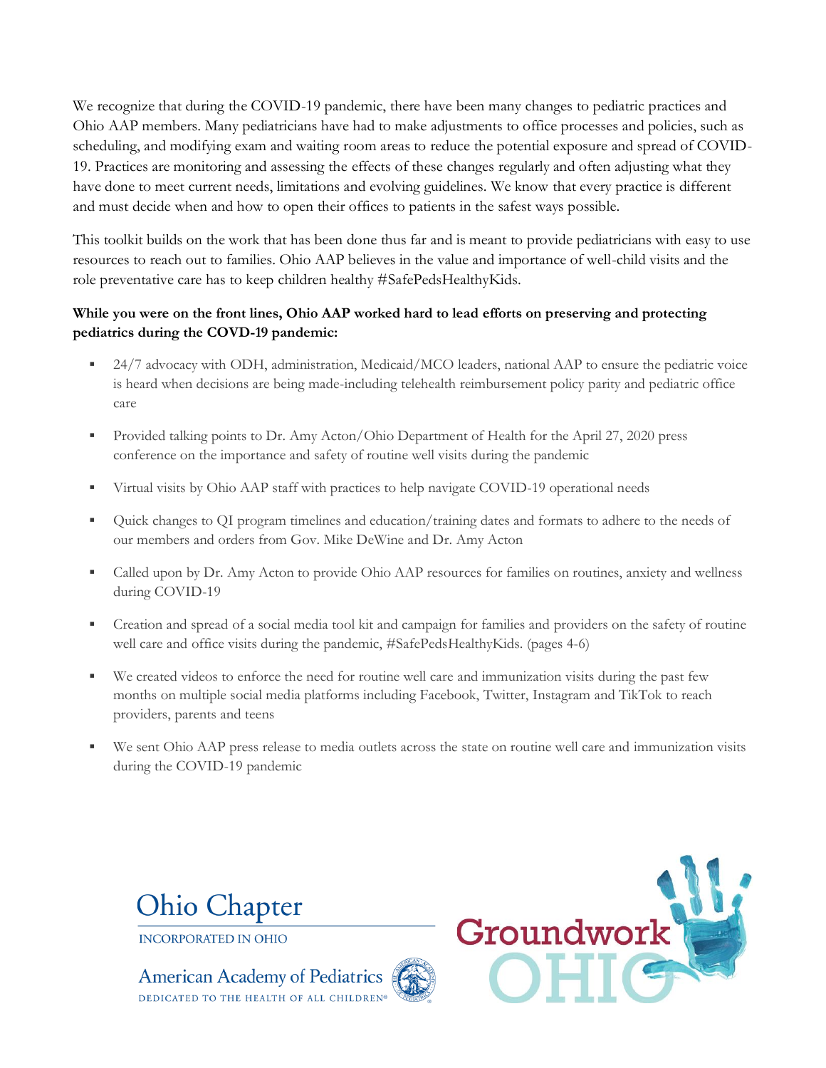We recognize that during the COVID-19 pandemic, there have been many changes to pediatric practices and Ohio AAP members. Many pediatricians have had to make adjustments to office processes and policies, such as scheduling, and modifying exam and waiting room areas to reduce the potential exposure and spread of COVID-19. Practices are monitoring and assessing the effects of these changes regularly and often adjusting what they have done to meet current needs, limitations and evolving guidelines. We know that every practice is different and must decide when and how to open their offices to patients in the safest ways possible.

This toolkit builds on the work that has been done thus far and is meant to provide pediatricians with easy to use resources to reach out to families. Ohio AAP believes in the value and importance of well-child visits and the role preventative care has to keep children healthy #SafePedsHealthyKids.

**While you were on the front lines, Ohio AAP worked hard to lead efforts on preserving and protecting pediatrics during the COVD-19 pandemic:**

- 24/7 advocacy with ODH, administration, Medicaid/MCO leaders, national AAP to ensure the pediatric voice is heard when decisions are being made-including telehealth reimbursement policy parity and pediatric office care
- Provided talking points to Dr. Amy Acton/Ohio Department of Health for the April 27, 2020 press conference on the importance and safety of routine well visits during the pandemic
- Virtual visits by Ohio AAP staff with practices to help navigate COVID-19 operational needs
- Quick changes to QI program timelines and education/training dates and formats to adhere to the needs of our members and orders from Gov. Mike DeWine and Dr. Amy Acton
- Called upon by Dr. Amy Acton to provide Ohio AAP resources for families on routines, anxiety and wellness during COVID-19
- Creation and spread of a social media tool kit and campaign for families and providers on the safety of routine well care and office visits during the pandemic, #SafePedsHealthyKids. (pages 4-6)
- We created videos to enforce the need for routine well care and immunization visits during the past few months on multiple social media platforms including Facebook, Twitter, Instagram and TikTok to reach providers, parents and teens
- We sent Ohio AAP press release to media outlets across the state on routine well care and immunization visits during the COVID-19 pandemic

Ohio Chapter
INCORPORATED IN OHIO
American Academy of Pediatrics
DEDICATED TO THE HEALTH OF ALL CHILDREN®

Groundwork OHIO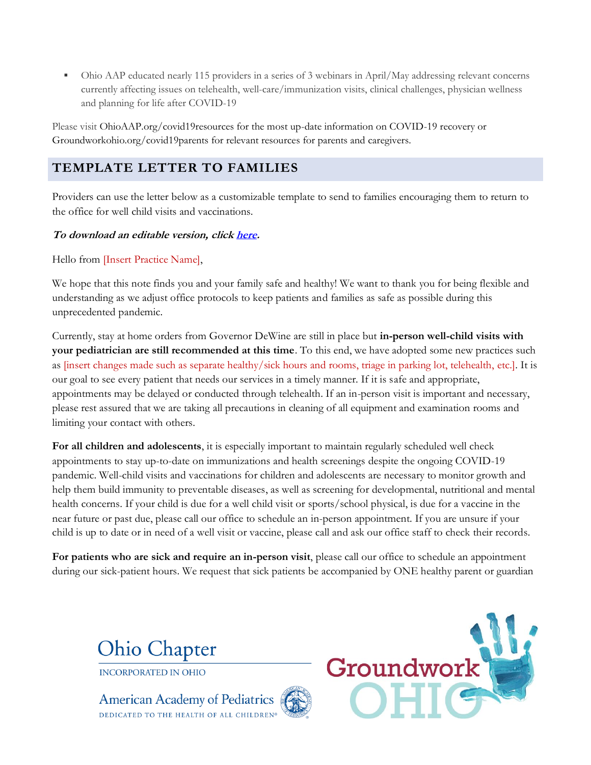- Ohio AAP educated nearly 115 providers in a series of 3 webinars in April/May addressing relevant concerns currently affecting issues on telehealth, well-care/immunization visits, clinical challenges, physician wellness and planning for life after COVID-19

Please visit OhioAAP.org/covid19resources for the most up-date information on COVID-19 recovery or Groundworkohio.org/covid19parents for relevant resources for parents and caregivers.

## TEMPLATE LETTER TO FAMILIES

Providers can use the letter below as a customizable template to send to families encouraging them to return to the office for well child visits and vaccinations.

***To download an editable version, click here.***

Hello from [Insert Practice Name],

We hope that this note finds you and your family safe and healthy! We want to thank you for being flexible and understanding as we adjust office protocols to keep patients and families as safe as possible during this unprecedented pandemic.

Currently, stay at home orders from Governor DeWine are still in place but **in-person well-child visits with your pediatrician are still recommended at this time**. To this end, we have adopted some new practices such as [insert changes made such as separate healthy/sick hours and rooms, triage in parking lot, telehealth, etc.]. It is our goal to see every patient that needs our services in a timely manner. If it is safe and appropriate, appointments may be delayed or conducted through telehealth. If an in-person visit is important and necessary, please rest assured that we are taking all precautions in cleaning of all equipment and examination rooms and limiting your contact with others.

**For all children and adolescents**, it is especially important to maintain regularly scheduled well check appointments to stay up-to-date on immunizations and health screenings despite the ongoing COVID-19 pandemic. Well-child visits and vaccinations for children and adolescents are necessary to monitor growth and help them build immunity to preventable diseases, as well as screening for developmental, nutritional and mental health concerns. If your child is due for a well child visit or sports/school physical, is due for a vaccine in the near future or past due, please call our office to schedule an in-person appointment. If you are unsure if your child is up to date or in need of a well visit or vaccine, please call and ask our office staff to check their records.

**For patients who are sick and require an in-person visit**, please call our office to schedule an appointment during our sick-patient hours. We request that sick patients be accompanied by ONE healthy parent or guardian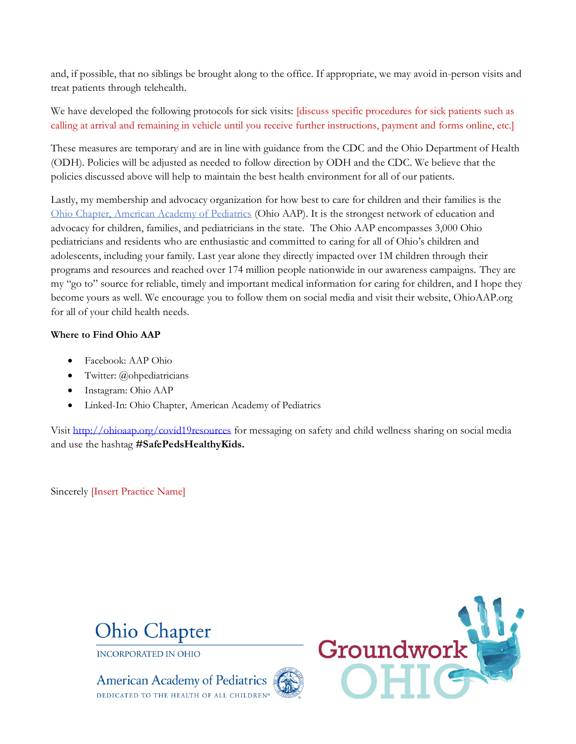and, if possible, that no siblings be brought along to the office. If appropriate, we may avoid in-person visits and treat patients through telehealth.

We have developed the following protocols for sick visits: [discuss specific procedures for sick patients such as calling at arrival and remaining in vehicle until you receive further instructions, payment and forms online, etc.]

These measures are temporary and are in line with guidance from the CDC and the Ohio Department of Health (ODH). Policies will be adjusted as needed to follow direction by ODH and the CDC. We believe that the policies discussed above will help to maintain the best health environment for all of our patients.

Lastly, my membership and advocacy organization for how best to care for children and their families is the Ohio Chapter, American Academy of Pediatrics (Ohio AAP). It is the strongest network of education and advocacy for children, families, and pediatricians in the state. The Ohio AAP encompasses 3,000 Ohio pediatricians and residents who are enthusiastic and committed to caring for all of Ohio's children and adolescents, including your family. Last year alone they directly impacted over 1M children through their programs and resources and reached over 174 million people nationwide in our awareness campaigns. They are my "go to" source for reliable, timely and important medical information for caring for children, and I hope they become yours as well. We encourage you to follow them on social media and visit their website, OhioAAP.org for all of your child health needs.

**Where to Find Ohio AAP**

- Facebook: AAP Ohio
- Twitter: @ohpediatricians
- Instagram: Ohio AAP
- Linked-In: Ohio Chapter, American Academy of Pediatrics

Visit http://ohioaap.org/covid19resources for messaging on safety and child wellness sharing on social media and use the hashtag **#SafePedsHealthyKids.**

Sincerely [Insert Practice Name]

Ohio Chapter
INCORPORATED IN OHIO
American Academy of Pediatrics
DEDICATED TO THE HEALTH OF ALL CHILDREN®

Groundwork OHIO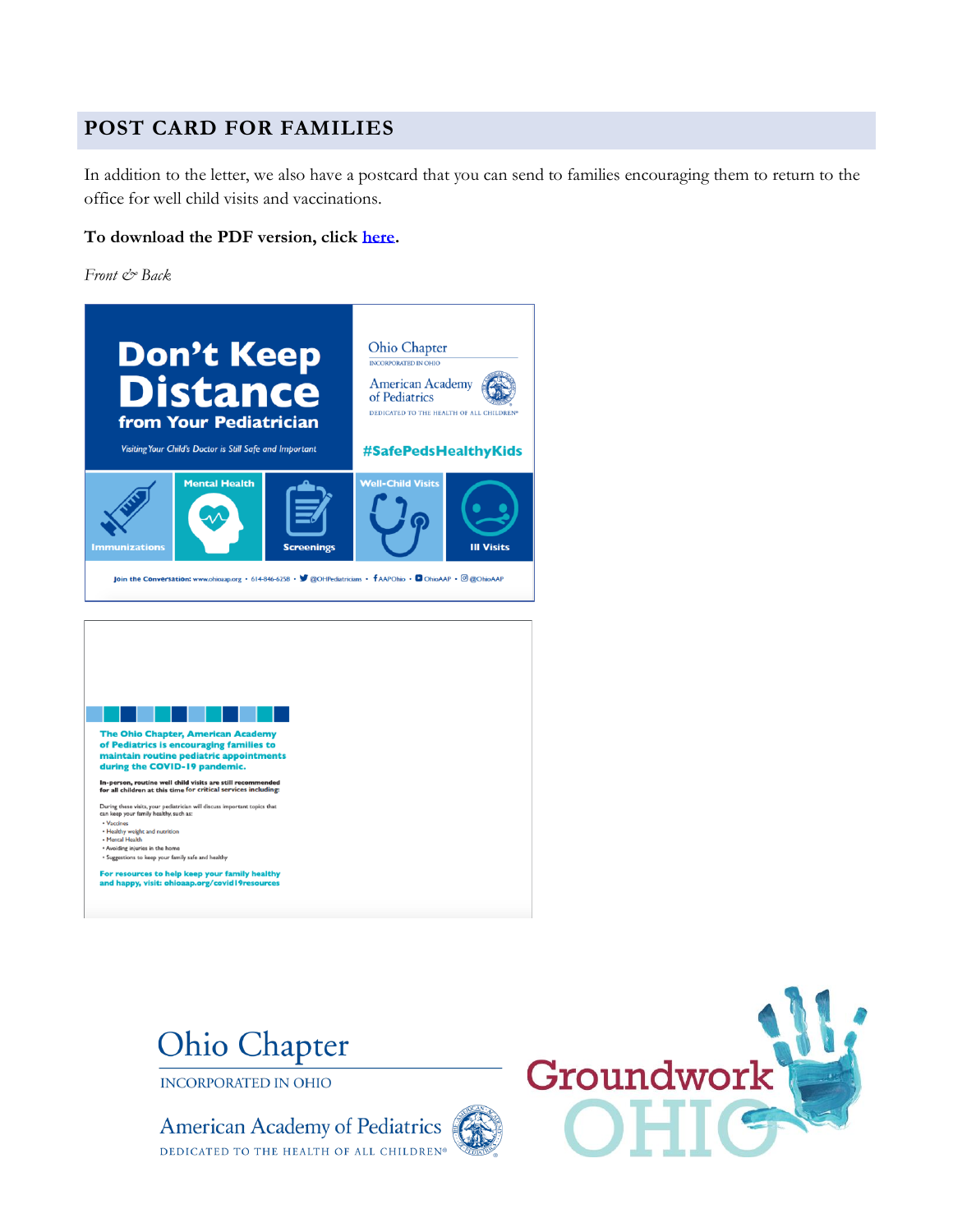## POST CARD FOR FAMILIES

In addition to the letter, we also have a postcard that you can send to families encouraging them to return to the office for well child visits and vaccinations.

**To download the PDF version, click here.**

*Front & Back*

**Don't Keep Distance from Your Pediatrician**

*Visiting Your Child's Doctor is Still Safe and Important*

Ohio Chapter
INCORPORATED IN OHIO
American Academy of Pediatrics
DEDICATED TO THE HEALTH OF ALL CHILDREN®

**#SafePedsHealthyKids**

Immunizations | Mental Health | Screenings | Well-Child Visits | Ill Visits

Join the Conversation: www.ohioaap.org • 614-846-6258 • @OHPediatricians • AAPOhio • OhioAAP • @OhioAAP

**The Ohio Chapter, American Academy of Pediatrics is encouraging families to maintain routine pediatric appointments during the COVID-19 pandemic.**

**In-person, routine well child visits are still recommended for all children at this time for critical services including:**

During these visits, your pediatrician will discuss important topics that can keep your family healthy, such as:

- Vaccines
- Healthy weight and nutrition
- Mental Health
- Avoiding injuries in the home
- Suggestions to keep your family safe and healthy

**For resources to help keep your family healthy and happy, visit: ohioaap.org/covid19resources**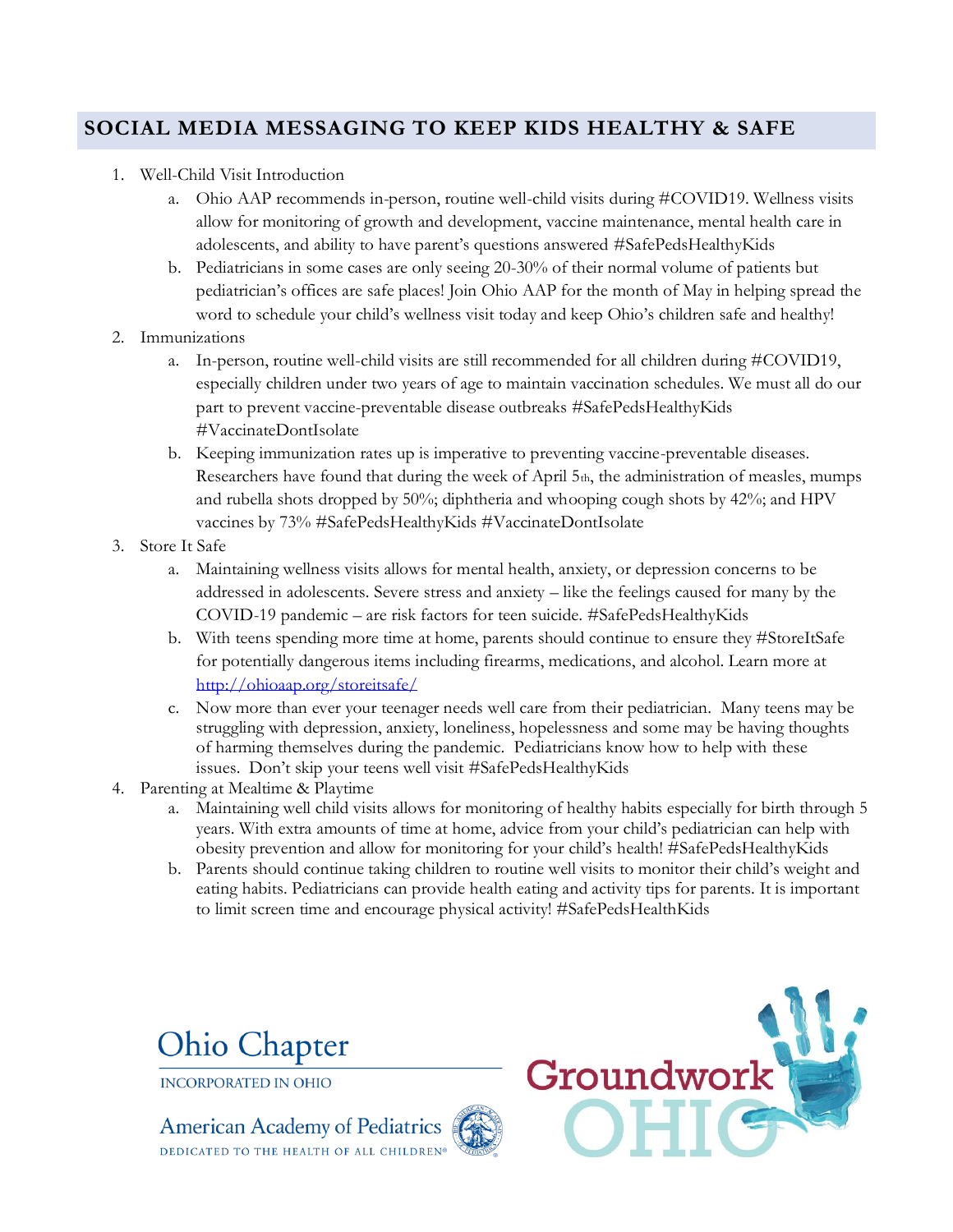## SOCIAL MEDIA MESSAGING TO KEEP KIDS HEALTHY & SAFE

1. Well-Child Visit Introduction
   a. Ohio AAP recommends in-person, routine well-child visits during #COVID19. Wellness visits allow for monitoring of growth and development, vaccine maintenance, mental health care in adolescents, and ability to have parent's questions answered #SafePedsHealthyKids
   b. Pediatricians in some cases are only seeing 20-30% of their normal volume of patients but pediatrician's offices are safe places! Join Ohio AAP for the month of May in helping spread the word to schedule your child's wellness visit today and keep Ohio's children safe and healthy!
2. Immunizations
   a. In-person, routine well-child visits are still recommended for all children during #COVID19, especially children under two years of age to maintain vaccination schedules. We must all do our part to prevent vaccine-preventable disease outbreaks #SafePedsHealthyKids #VaccinateDontIsolate
   b. Keeping immunization rates up is imperative to preventing vaccine-preventable diseases. Researchers have found that during the week of April 5th, the administration of measles, mumps and rubella shots dropped by 50%; diphtheria and whooping cough shots by 42%; and HPV vaccines by 73% #SafePedsHealthyKids #VaccinateDontIsolate
3. Store It Safe
   a. Maintaining wellness visits allows for mental health, anxiety, or depression concerns to be addressed in adolescents. Severe stress and anxiety – like the feelings caused for many by the COVID-19 pandemic – are risk factors for teen suicide. #SafePedsHealthyKids
   b. With teens spending more time at home, parents should continue to ensure they #StoreItSafe for potentially dangerous items including firearms, medications, and alcohol. Learn more at [http://ohioaap.org/storeitsafe/](http://ohioaap.org/storeitsafe/)
   c. Now more than ever your teenager needs well care from their pediatrician. Many teens may be struggling with depression, anxiety, loneliness, hopelessness and some may be having thoughts of harming themselves during the pandemic. Pediatricians know how to help with these issues. Don't skip your teens well visit #SafePedsHealthyKids
4. Parenting at Mealtime & Playtime
   a. Maintaining well child visits allows for monitoring of healthy habits especially for birth through 5 years. With extra amounts of time at home, advice from your child's pediatrician can help with obesity prevention and allow for monitoring for your child's health! #SafePedsHealthyKids
   b. Parents should continue taking children to routine well visits to monitor their child's weight and eating habits. Pediatricians can provide health eating and activity tips for parents. It is important to limit screen time and encourage physical activity! #SafePedsHealthKids

Ohio Chapter
INCORPORATED IN OHIO
American Academy of Pediatrics
DEDICATED TO THE HEALTH OF ALL CHILDREN®

Groundwork OHIO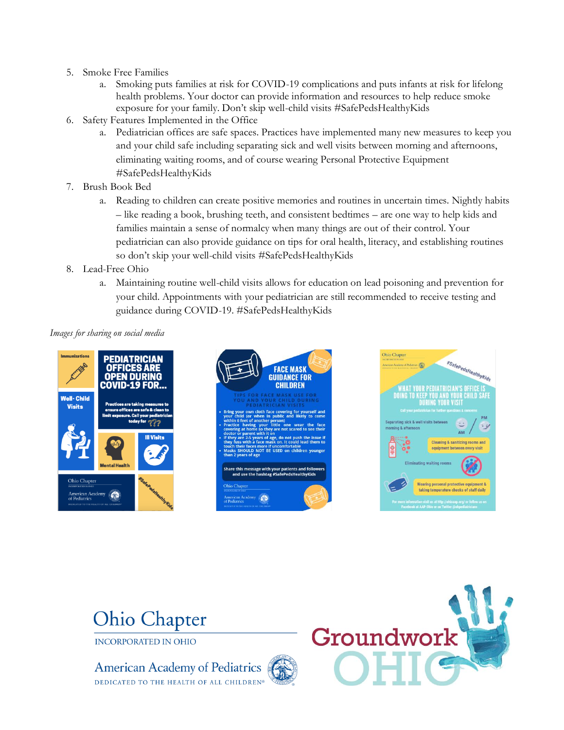5. Smoke Free Families
   a. Smoking puts families at risk for COVID-19 complications and puts infants at risk for lifelong health problems. Your doctor can provide information and resources to help reduce smoke exposure for your family. Don't skip well-child visits #SafePedsHealthyKids
6. Safety Features Implemented in the Office
   a. Pediatrician offices are safe spaces. Practices have implemented many new measures to keep you and your child safe including separating sick and well visits between mornings and afternoons, eliminating waiting rooms, and of course wearing Personal Protective Equipment #SafePedsHealthyKids
7. Brush Book Bed
   a. Reading to children can create positive memories and routines in uncertain times. Nightly habits – like reading a book, brushing teeth, and consistent bedtimes – are one way to help kids and families maintain a sense of normalcy when many things are out of their control. Your pediatrician can also provide guidance on tips for oral health, literacy, and establishing routines so don't skip your well-child visits #SafePedsHealthyKids
8. Lead-Free Ohio
   a. Maintaining routine well-child visits allows for education on lead poisoning and prevention for your child. Appointments with your pediatrician are still recommended to receive testing and guidance during COVID-19. #SafePedsHealthyKids

*Images for sharing on social media*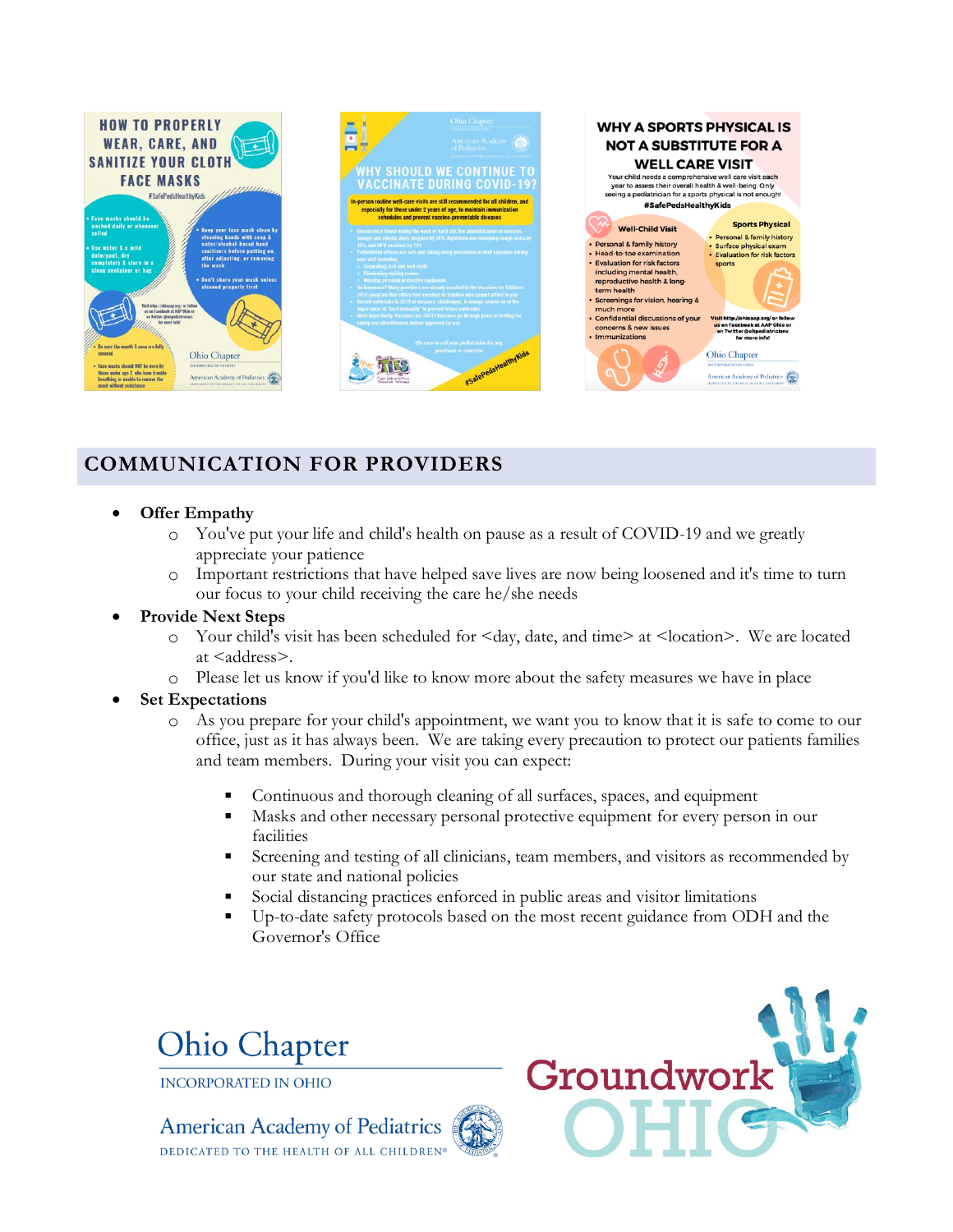## COMMUNICATION FOR PROVIDERS

- **Offer Empathy**
  - You've put your life and child's health on pause as a result of COVID-19 and we greatly appreciate your patience
  - Important restrictions that have helped save lives are now being loosened and it's time to turn our focus to your child receiving the care he/she needs
- **Provide Next Steps**
  - Your child's visit has been scheduled for <day, date, and time> at <location>. We are located at <address>.
  - Please let us know if you'd like to know more about the safety measures we have in place
- **Set Expectations**
  - As you prepare for your child's appointment, we want you to know that it is safe to come to our office, just as it has always been. We are taking every precaution to protect our patients families and team members. During your visit you can expect:
    - Continuous and thorough cleaning of all surfaces, spaces, and equipment
    - Masks and other necessary personal protective equipment for every person in our facilities
    - Screening and testing of all clinicians, team members, and visitors as recommended by our state and national policies
    - Social distancing practices enforced in public areas and visitor limitations
    - Up-to-date safety protocols based on the most recent guidance from ODH and the Governor's Office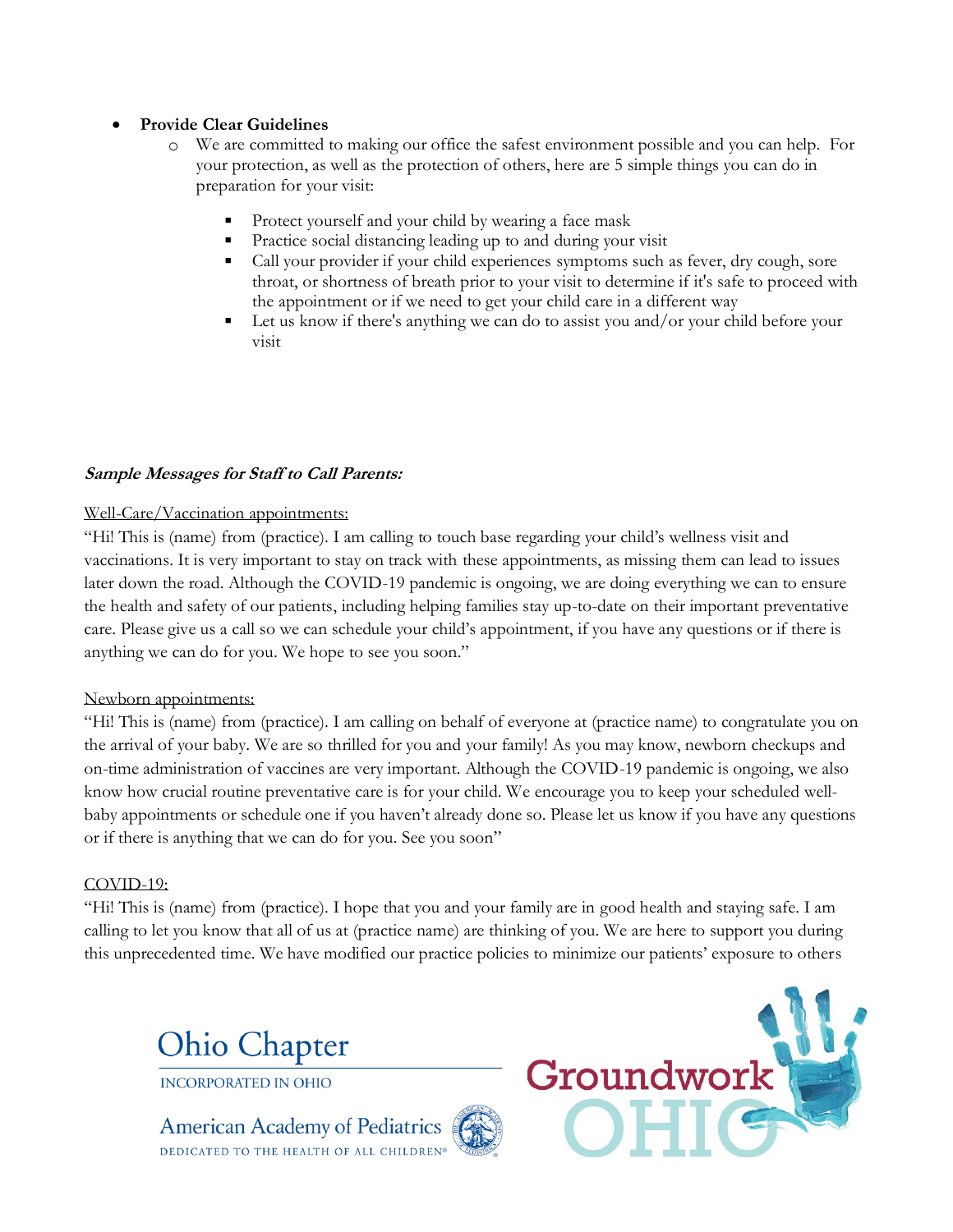- **Provide Clear Guidelines**
  - We are committed to making our office the safest environment possible and you can help. For your protection, as well as the protection of others, here are 5 simple things you can do in preparation for your visit:
    - Protect yourself and your child by wearing a face mask
    - Practice social distancing leading up to and during your visit
    - Call your provider if your child experiences symptoms such as fever, dry cough, sore throat, or shortness of breath prior to your visit to determine if it's safe to proceed with the appointment or if we need to get your child care in a different way
    - Let us know if there's anything we can do to assist you and/or your child before your visit

***Sample Messages for Staff to Call Parents:***

Well-Care/Vaccination appointments:

"Hi! This is (name) from (practice). I am calling to touch base regarding your child's wellness visit and vaccinations. It is very important to stay on track with these appointments, as missing them can lead to issues later down the road. Although the COVID-19 pandemic is ongoing, we are doing everything we can to ensure the health and safety of our patients, including helping families stay up-to-date on their important preventative care. Please give us a call so we can schedule your child's appointment, if you have any questions or if there is anything we can do for you. We hope to see you soon."

Newborn appointments:

"Hi! This is (name) from (practice). I am calling on behalf of everyone at (practice name) to congratulate you on the arrival of your baby. We are so thrilled for you and your family! As you may know, newborn checkups and on-time administration of vaccines are very important. Although the COVID-19 pandemic is ongoing, we also know how crucial routine preventative care is for your child. We encourage you to keep your scheduled well-baby appointments or schedule one if you haven't already done so. Please let us know if you have any questions or if there is anything that we can do for you. See you soon"

COVID-19:

"Hi! This is (name) from (practice). I hope that you and your family are in good health and staying safe. I am calling to let you know that all of us at (practice name) are thinking of you. We are here to support you during this unprecedented time. We have modified our practice policies to minimize our patients' exposure to others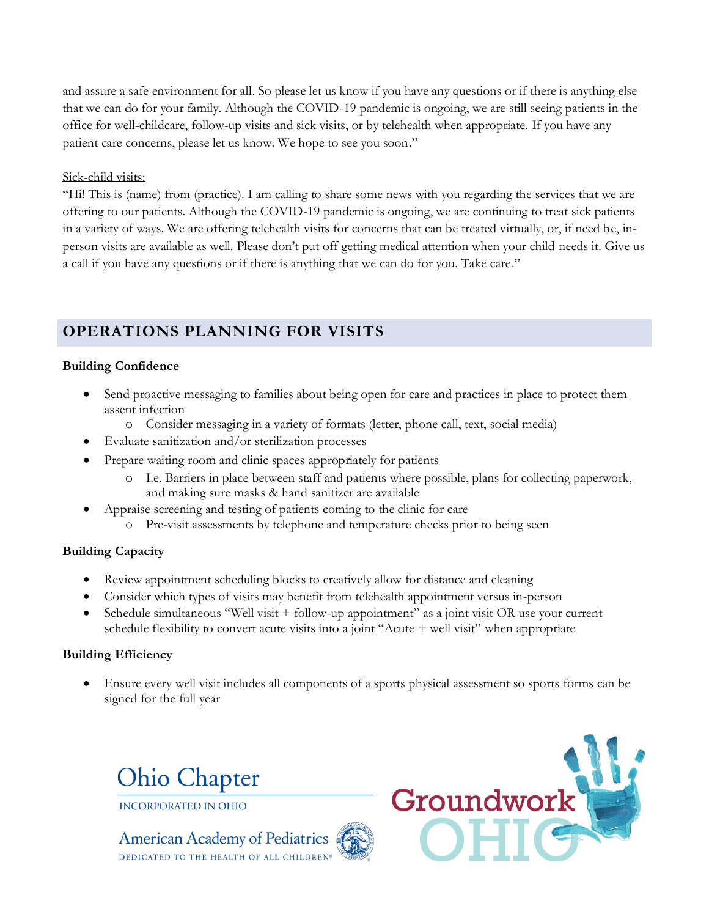and assure a safe environment for all. So please let us know if you have any questions or if there is anything else that we can do for your family. Although the COVID-19 pandemic is ongoing, we are still seeing patients in the office for well-childcare, follow-up visits and sick visits, or by telehealth when appropriate. If you have any patient care concerns, please let us know. We hope to see you soon."

Sick-child visits:

"Hi! This is (name) from (practice). I am calling to share some news with you regarding the services that we are offering to our patients. Although the COVID-19 pandemic is ongoing, we are continuing to treat sick patients in a variety of ways. We are offering telehealth visits for concerns that can be treated virtually, or, if need be, in-person visits are available as well. Please don't put off getting medical attention when your child needs it. Give us a call if you have any questions or if there is anything that we can do for you. Take care."

## OPERATIONS PLANNING FOR VISITS

**Building Confidence**

- Send proactive messaging to families about being open for care and practices in place to protect them assent infection
  - Consider messaging in a variety of formats (letter, phone call, text, social media)
- Evaluate sanitization and/or sterilization processes
- Prepare waiting room and clinic spaces appropriately for patients
  - I.e. Barriers in place between staff and patients where possible, plans for collecting paperwork, and making sure masks & hand sanitizer are available
- Appraise screening and testing of patients coming to the clinic for care
  - Pre-visit assessments by telephone and temperature checks prior to being seen

**Building Capacity**

- Review appointment scheduling blocks to creatively allow for distance and cleaning
- Consider which types of visits may benefit from telehealth appointment versus in-person
- Schedule simultaneous "Well visit + follow-up appointment" as a joint visit OR use your current schedule flexibility to convert acute visits into a joint "Acute + well visit" when appropriate

**Building Efficiency**

- Ensure every well visit includes all components of a sports physical assessment so sports forms can be signed for the full year

Ohio Chapter
INCORPORATED IN OHIO
American Academy of Pediatrics
DEDICATED TO THE HEALTH OF ALL CHILDREN®

Groundwork OHIO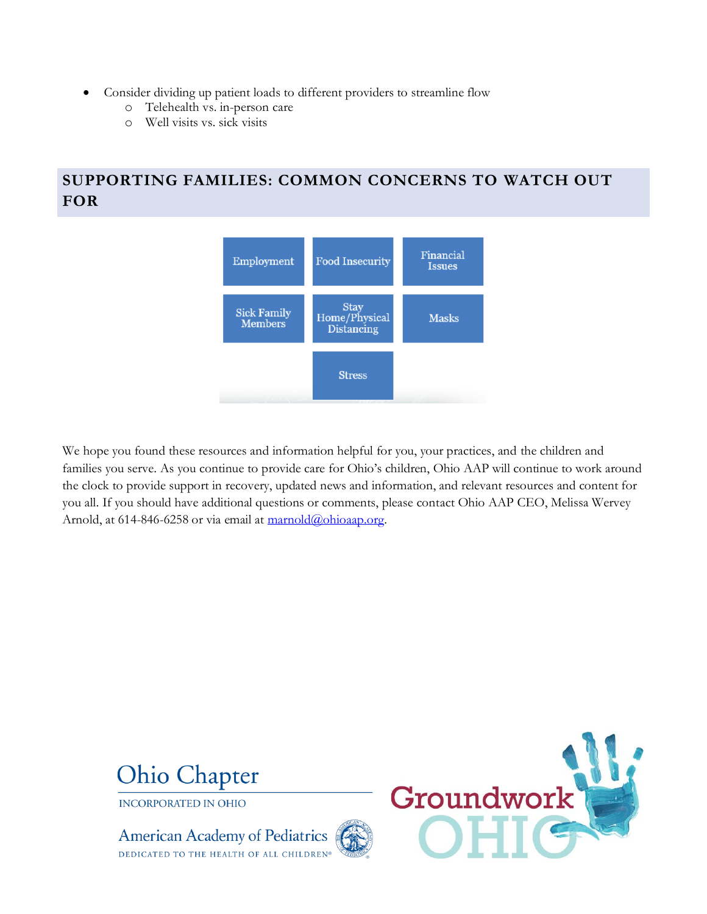- Consider dividing up patient loads to different providers to streamline flow
  - Telehealth vs. in-person care
  - Well visits vs. sick visits

## SUPPORTING FAMILIES: COMMON CONCERNS TO WATCH OUT FOR

Employment

Food Insecurity

Financial Issues

Sick Family Members

Stay Home/Physical Distancing

Masks

Stress

We hope you found these resources and information helpful for you, your practices, and the children and families you serve. As you continue to provide care for Ohio's children, Ohio AAP will continue to work around the clock to provide support in recovery, updated news and information, and relevant resources and content for you all. If you should have additional questions or comments, please contact Ohio AAP CEO, Melissa Wervey Arnold, at 614-846-6258 or via email at marnold@ohioaap.org.

Ohio Chapter

INCORPORATED IN OHIO

American Academy of Pediatrics

DEDICATED TO THE HEALTH OF ALL CHILDREN®

Groundwork OHIO